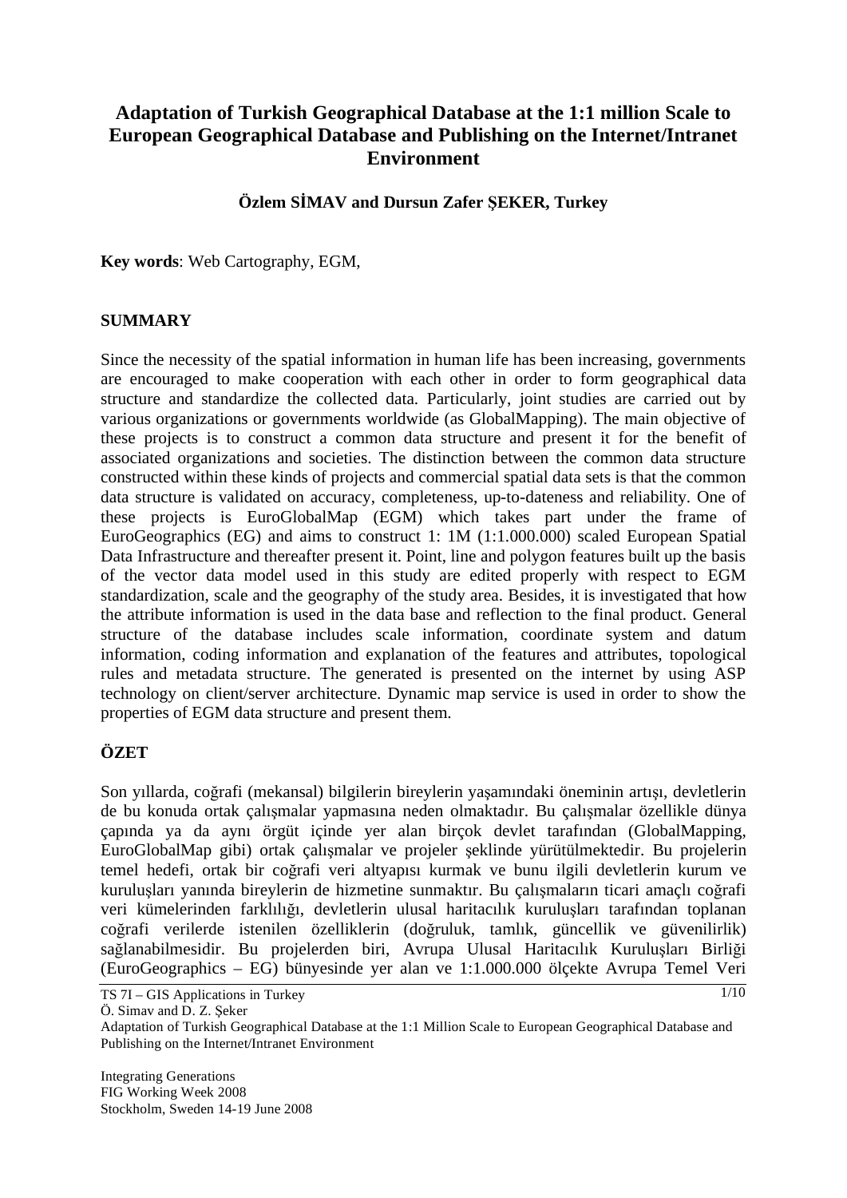# Adaptation of Turkish Geographical Database at the 1:1 million Scale to European Geographical Database and Publishing on the Internet/Intranet Environment

**Özlem SİMAV and Dursun Zafer ŞEKER, Turkey**

**Key words**: Web Cartography, EGM,

## SUMMARY

Since the necessity of the spatial information in human life has been increasing, governments are encouraged to make cooperation with each other in order to form geographical data structure and standardize the collected data. Particularly, joint studies are carried out by various organizations or governments worldwide (as GlobalMapping). The main objective of these projects is to construct a common data structure and present it for the benefit of associated organizations and societies. The distinction between the common data structure constructed within these kinds of projects and commercial spatial data sets is that the common data structure is validated on accuracy, completeness, up-to-dateness and reliability. One of these projects is EuroGlobalMap (EGM) which takes part under the frame of EuroGeographics (EG) and aims to construct 1: 1M (1:1.000.000) scaled European Spatial Data Infrastructure and thereafter present it. Point, line and polygon features built up the basis of the vector data model used in this study are edited properly with respect to EGM standardization, scale and the geography of the study area. Besides, it is investigated that how the attribute information is used in the data base and reflection to the final product. General structure of the database includes scale information, coordinate system and datum information, coding information and explanation of the features and attributes, topological rules and metadata structure. The generated is presented on the internet by using ASP technology on client/server architecture. Dynamic map service is used in order to show the properties of EGM data structure and present them.

## ÖZET

Son yıllarda, coğrafi (mekansal) bilgilerin bireylerin yaşamındaki öneminin artışı, devletlerin de bu konuda ortak çalışmalar yapmasına neden olmaktadır. Bu çalışmalar özellikle dünya çapında ya da aynı örgüt içinde yer alan birçok devlet tarafından (GlobalMapping, EuroGlobalMap gibi) ortak çalışmalar ve projeler şeklinde yürütülmektedir. Bu projelerin temel hedefi, ortak bir coğrafi veri altyapısı kurmak ve bunu ilgili devletlerin kurum ve kuruluşları yanında bireylerin de hizmetine sunmaktır. Bu çalışmaların ticari amaçlı coğrafi veri kümelerinden farklılığı, devletlerin ulusal haritacılık kuruluşları tarafından toplanan coğrafi verilerde istenilen özelliklerin (doğruluk, tamlık, güncellik ve güvenilirlik) sağlanabilmesidir. Bu projelerden biri, Avrupa Ulusal Haritacılık Kuruluşları Birliği (EuroGeographics – EG) bünyesinde yer alan ve 1:1.000.000 ölçekte Avrupa Temel Veri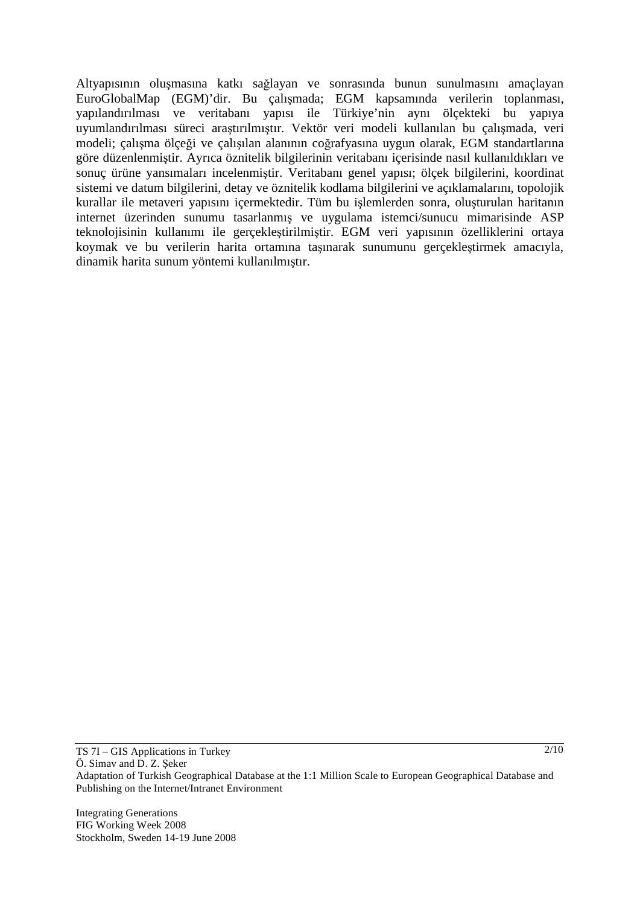Altyapısının oluşmasına katkı sağlayan ve sonrasında bunun sunulmasını amaçlayan EuroGlobalMap (EGM)'dir. Bu çalışmada; EGM kapsamında verilerin toplanması, yapılandırılması ve veritabanı yapısı ile Türkiye'nin aynı ölçekteki bu yapıya uyumlandırılması süreci araştırılmıştır. Vektör veri modeli kullanılan bu çalışmada, veri modeli; çalışma ölçeği ve çalışılan alanının coğrafyasına uygun olarak, EGM standartlarına göre düzenlenmiştir. Ayrıca öznitelik bilgilerinin veritabanı içerisinde nasıl kullanıldıkları ve sonuç ürüne yansımaları incelenmiştir. Veritabanı genel yapısı; ölçek bilgilerini, koordinat sistemi ve datum bilgilerini, detay ve öznitelik kodlama bilgilerini ve açıklamalarını, topolojik kurallar ile metaveri yapısını içermektedir. Tüm bu işlemlerden sonra, oluşturulan haritanın internet üzerinden sunumu tasarlanmış ve uygulama istemci/sunucu mimarisinde ASP teknolojisinin kullanımı ile gerçekleştirilmiştir. EGM veri yapısının özelliklerini ortaya koymak ve bu verilerin harita ortamına taşınarak sunumunu gerçekleştirmek amacıyla, dinamik harita sunum yöntemi kullanılmıştır.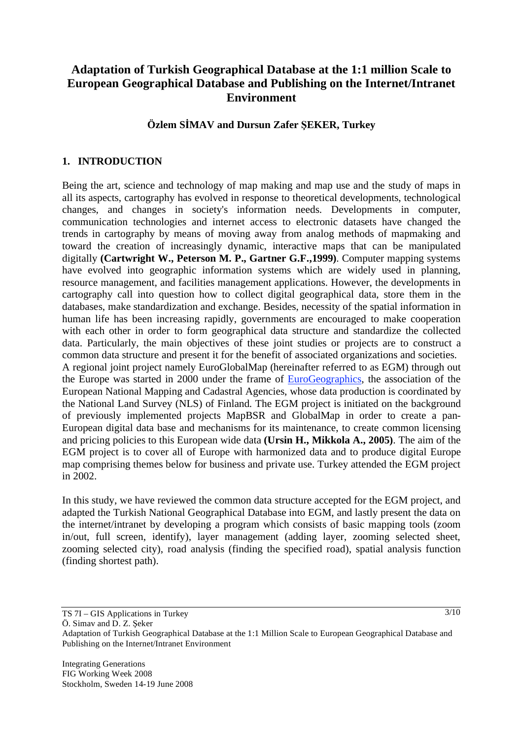# Adaptation of Turkish Geographical Database at the 1:1 million Scale to European Geographical Database and Publishing on the Internet/Intranet Environment

**Özlem SİMAV and Dursun Zafer ŞEKER, Turkey**

## 1. INTRODUCTION

Being the art, science and technology of map making and map use and the study of maps in all its aspects, cartography has evolved in response to theoretical developments, technological changes, and changes in society's information needs. Developments in computer, communication technologies and internet access to electronic datasets have changed the trends in cartography by means of moving away from analog methods of mapmaking and toward the creation of increasingly dynamic, interactive maps that can be manipulated digitally **(Cartwright W., Peterson M. P., Gartner G.F.,1999)**. Computer mapping systems have evolved into geographic information systems which are widely used in planning, resource management, and facilities management applications. However, the developments in cartography call into question how to collect digital geographical data, store them in the databases, make standardization and exchange. Besides, necessity of the spatial information in human life has been increasing rapidly, governments are encouraged to make cooperation with each other in order to form geographical data structure and standardize the collected data. Particularly, the main objectives of these joint studies or projects are to construct a common data structure and present it for the benefit of associated organizations and societies.
A regional joint project namely EuroGlobalMap (hereinafter referred to as EGM) through out the Europe was started in 2000 under the frame of EuroGeographics, the association of the European National Mapping and Cadastral Agencies, whose data production is coordinated by the National Land Survey (NLS) of Finland. The EGM project is initiated on the background of previously implemented projects MapBSR and GlobalMap in order to create a pan-European digital data base and mechanisms for its maintenance, to create common licensing and pricing policies to this European wide data **(Ursin H., Mikkola A., 2005)**. The aim of the EGM project is to cover all of Europe with harmonized data and to produce digital Europe map comprising themes below for business and private use. Turkey attended the EGM project in 2002.

In this study, we have reviewed the common data structure accepted for the EGM project, and adapted the Turkish National Geographical Database into EGM, and lastly present the data on the internet/intranet by developing a program which consists of basic mapping tools (zoom in/out, full screen, identify), layer management (adding layer, zooming selected sheet, zooming selected city), road analysis (finding the specified road), spatial analysis function (finding shortest path).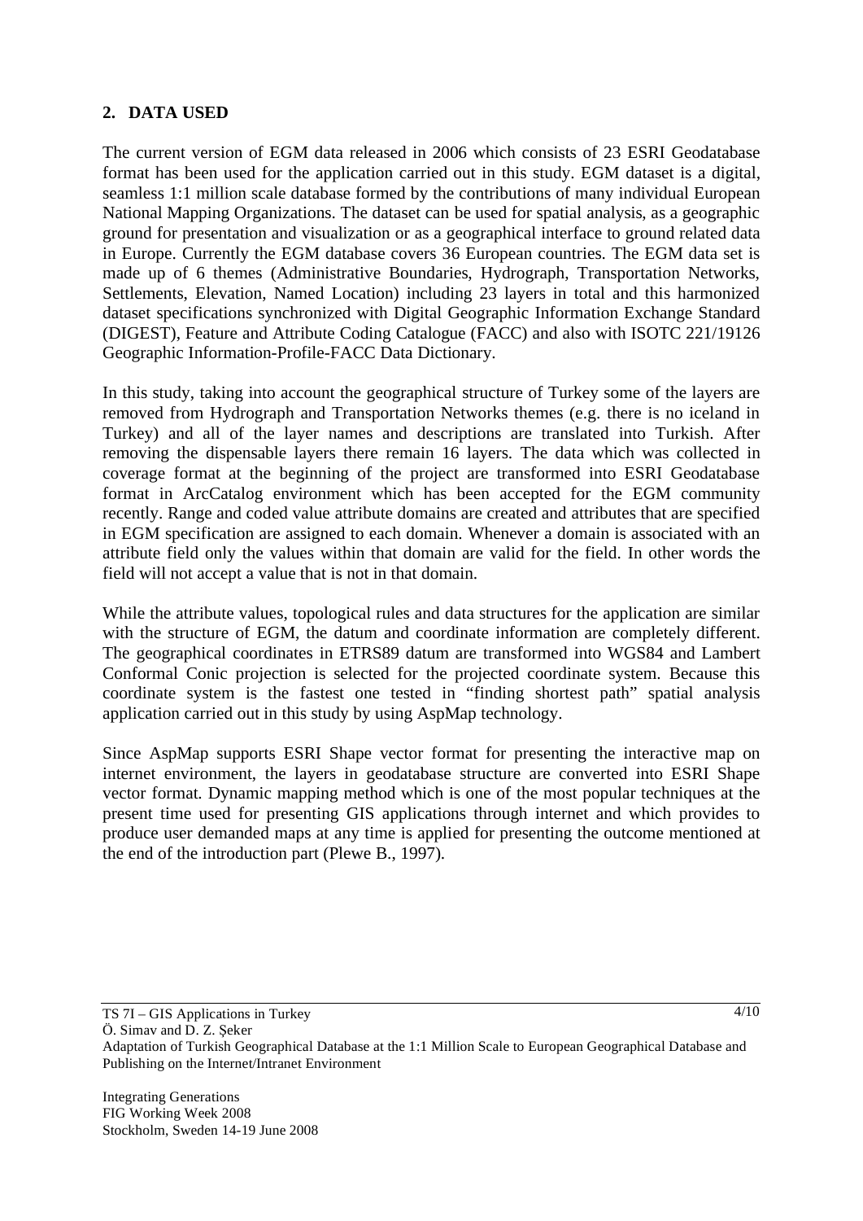## 2. DATA USED

The current version of EGM data released in 2006 which consists of 23 ESRI Geodatabase format has been used for the application carried out in this study. EGM dataset is a digital, seamless 1:1 million scale database formed by the contributions of many individual European National Mapping Organizations. The dataset can be used for spatial analysis, as a geographic ground for presentation and visualization or as a geographical interface to ground related data in Europe. Currently the EGM database covers 36 European countries. The EGM data set is made up of 6 themes (Administrative Boundaries, Hydrograph, Transportation Networks, Settlements, Elevation, Named Location) including 23 layers in total and this harmonized dataset specifications synchronized with Digital Geographic Information Exchange Standard (DIGEST), Feature and Attribute Coding Catalogue (FACC) and also with ISOTC 221/19126 Geographic Information-Profile-FACC Data Dictionary.

In this study, taking into account the geographical structure of Turkey some of the layers are removed from Hydrograph and Transportation Networks themes (e.g. there is no iceland in Turkey) and all of the layer names and descriptions are translated into Turkish. After removing the dispensable layers there remain 16 layers. The data which was collected in coverage format at the beginning of the project are transformed into ESRI Geodatabase format in ArcCatalog environment which has been accepted for the EGM community recently. Range and coded value attribute domains are created and attributes that are specified in EGM specification are assigned to each domain. Whenever a domain is associated with an attribute field only the values within that domain are valid for the field. In other words the field will not accept a value that is not in that domain.

While the attribute values, topological rules and data structures for the application are similar with the structure of EGM, the datum and coordinate information are completely different. The geographical coordinates in ETRS89 datum are transformed into WGS84 and Lambert Conformal Conic projection is selected for the projected coordinate system. Because this coordinate system is the fastest one tested in "finding shortest path" spatial analysis application carried out in this study by using AspMap technology.

Since AspMap supports ESRI Shape vector format for presenting the interactive map on internet environment, the layers in geodatabase structure are converted into ESRI Shape vector format. Dynamic mapping method which is one of the most popular techniques at the present time used for presenting GIS applications through internet and which provides to produce user demanded maps at any time is applied for presenting the outcome mentioned at the end of the introduction part (Plewe B., 1997).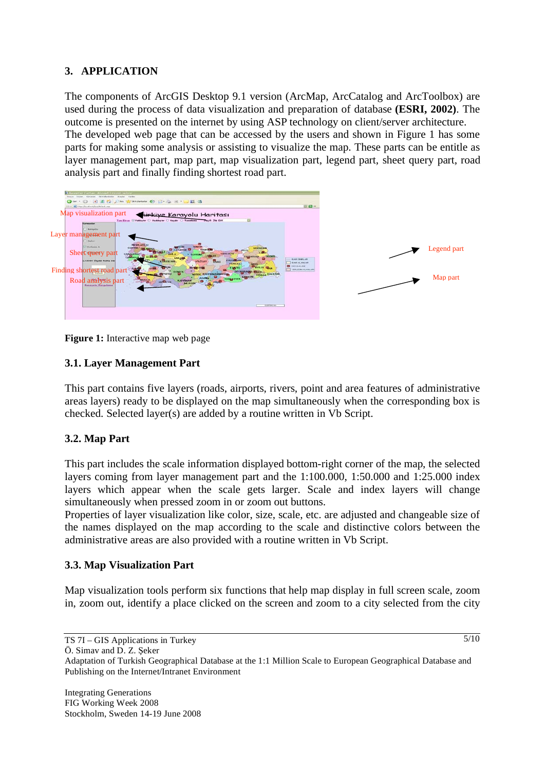## 3. APPLICATION

The components of ArcGIS Desktop 9.1 version (ArcMap, ArcCatalog and ArcToolbox) are used during the process of data visualization and preparation of database **(ESRI, 2002)**. The outcome is presented on the internet by using ASP technology on client/server architecture. The developed web page that can be accessed by the users and shown in Figure 1 has some parts for making some analysis or assisting to visualize the map. These parts can be entitle as layer management part, map part, map visualization part, legend part, sheet query part, road analysis part and finally finding shortest road part.

**Figure 1:** Interactive map web page

### 3.1. Layer Management Part

This part contains five layers (roads, airports, rivers, point and area features of administrative areas layers) ready to be displayed on the map simultaneously when the corresponding box is checked. Selected layer(s) are added by a routine written in Vb Script.

### 3.2. Map Part

This part includes the scale information displayed bottom-right corner of the map, the selected layers coming from layer management part and the 1:100.000, 1:50.000 and 1:25.000 index layers which appear when the scale gets larger. Scale and index layers will change simultaneously when pressed zoom in or zoom out buttons.
Properties of layer visualization like color, size, scale, etc. are adjusted and changeable size of the names displayed on the map according to the scale and distinctive colors between the administrative areas are also provided with a routine written in Vb Script.

### 3.3. Map Visualization Part

Map visualization tools perform six functions that help map display in full screen scale, zoom in, zoom out, identify a place clicked on the screen and zoom to a city selected from the city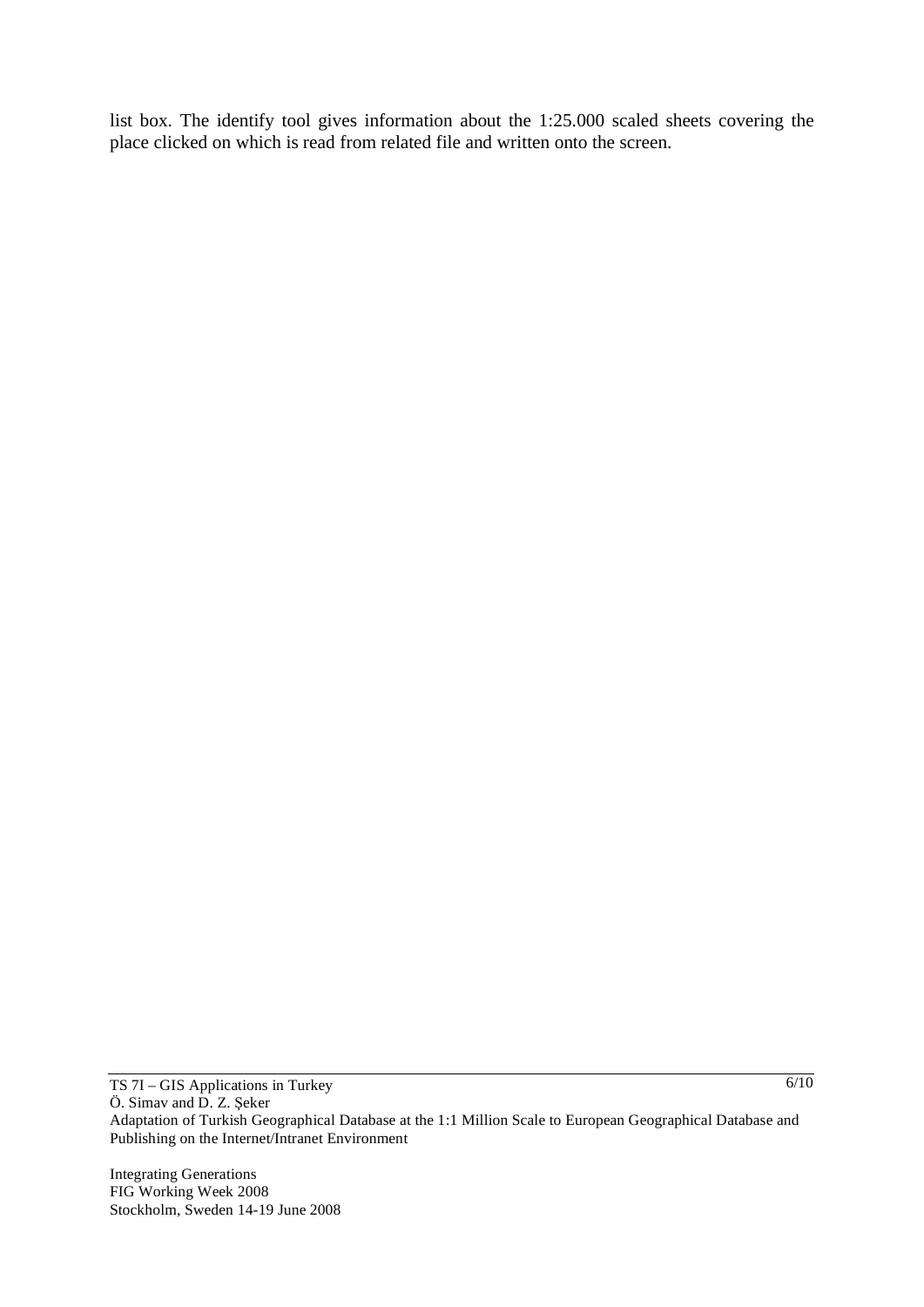list box. The identify tool gives information about the 1:25.000 scaled sheets covering the place clicked on which is read from related file and written onto the screen.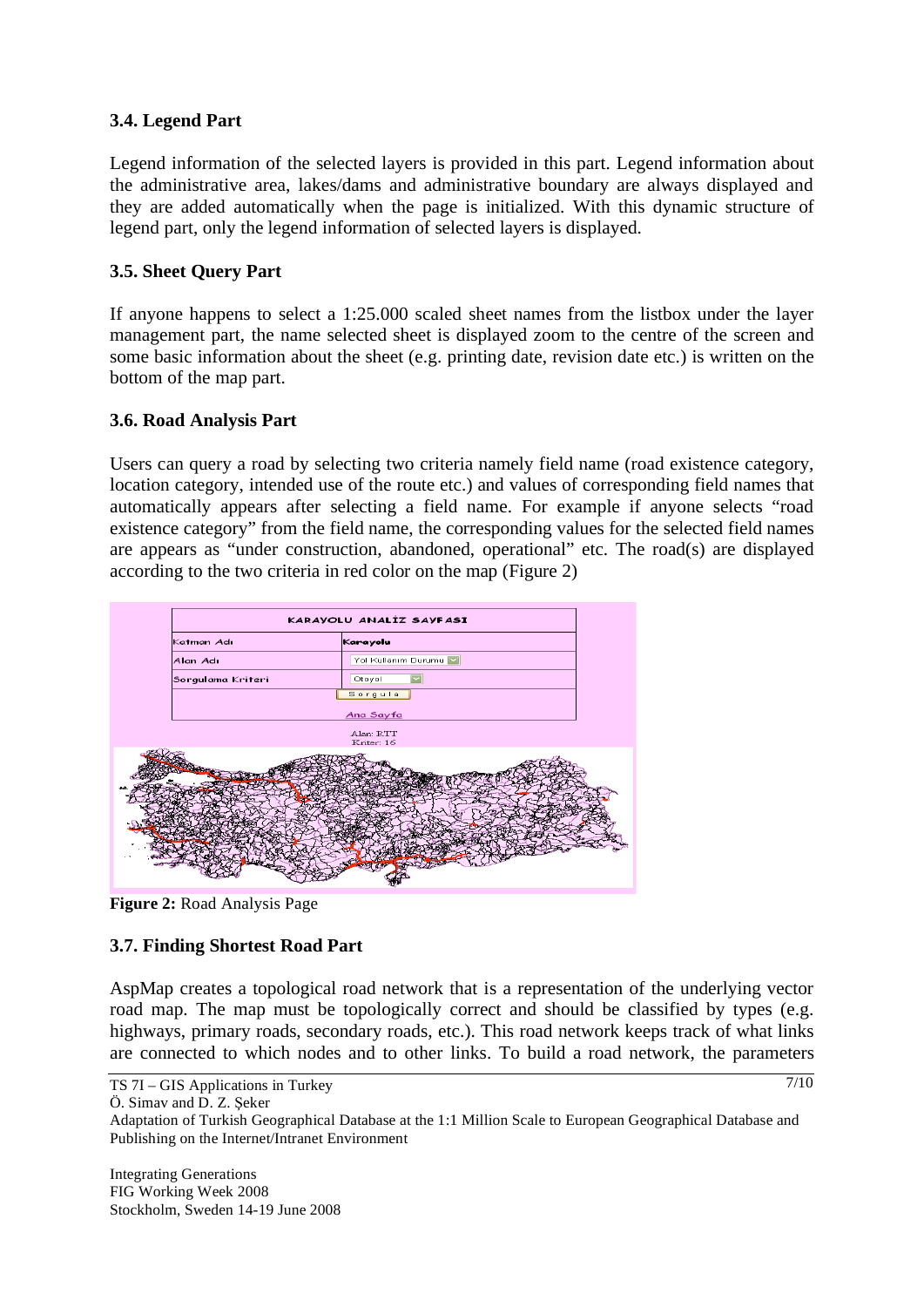### 3.4. Legend Part

Legend information of the selected layers is provided in this part. Legend information about the administrative area, lakes/dams and administrative boundary are always displayed and they are added automatically when the page is initialized. With this dynamic structure of legend part, only the legend information of selected layers is displayed.

### 3.5. Sheet Query Part

If anyone happens to select a 1:25.000 scaled sheet names from the listbox under the layer management part, the name selected sheet is displayed zoom to the centre of the screen and some basic information about the sheet (e.g. printing date, revision date etc.) is written on the bottom of the map part.

### 3.6. Road Analysis Part

Users can query a road by selecting two criteria namely field name (road existence category, location category, intended use of the route etc.) and values of corresponding field names that automatically appears after selecting a field name. For example if anyone selects "road existence category" from the field name, the corresponding values for the selected field names are appears as "under construction, abandoned, operational" etc. The road(s) are displayed according to the two criteria in red color on the map (Figure 2)

**Figure 2:** Road Analysis Page

### 3.7. Finding Shortest Road Part

AspMap creates a topological road network that is a representation of the underlying vector road map. The map must be topologically correct and should be classified by types (e.g. highways, primary roads, secondary roads, etc.). This road network keeps track of what links are connected to which nodes and to other links. To build a road network, the parameters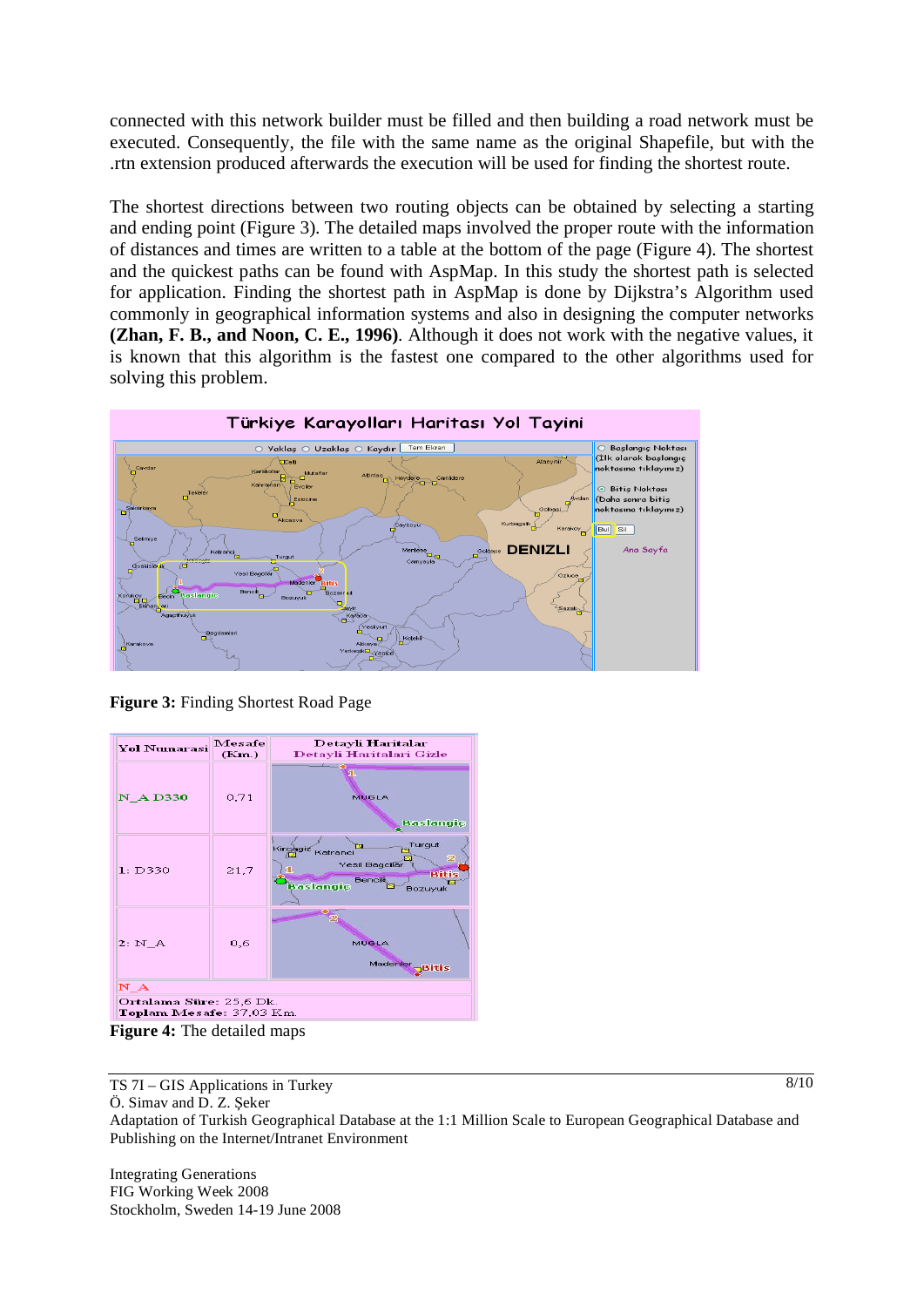connected with this network builder must be filled and then building a road network must be executed. Consequently, the file with the same name as the original Shapefile, but with the .rtn extension produced afterwards the execution will be used for finding the shortest route.

The shortest directions between two routing objects can be obtained by selecting a starting and ending point (Figure 3). The detailed maps involved the proper route with the information of distances and times are written to a table at the bottom of the page (Figure 4). The shortest and the quickest paths can be found with AspMap. In this study the shortest path is selected for application. Finding the shortest path in AspMap is done by Dijkstra's Algorithm used commonly in geographical information systems and also in designing the computer networks **(Zhan, F. B., and Noon, C. E., 1996)**. Although it does not work with the negative values, it is known that this algorithm is the fastest one compared to the other algorithms used for solving this problem.

**Figure 3:** Finding Shortest Road Page

**Figure 4:** The detailed maps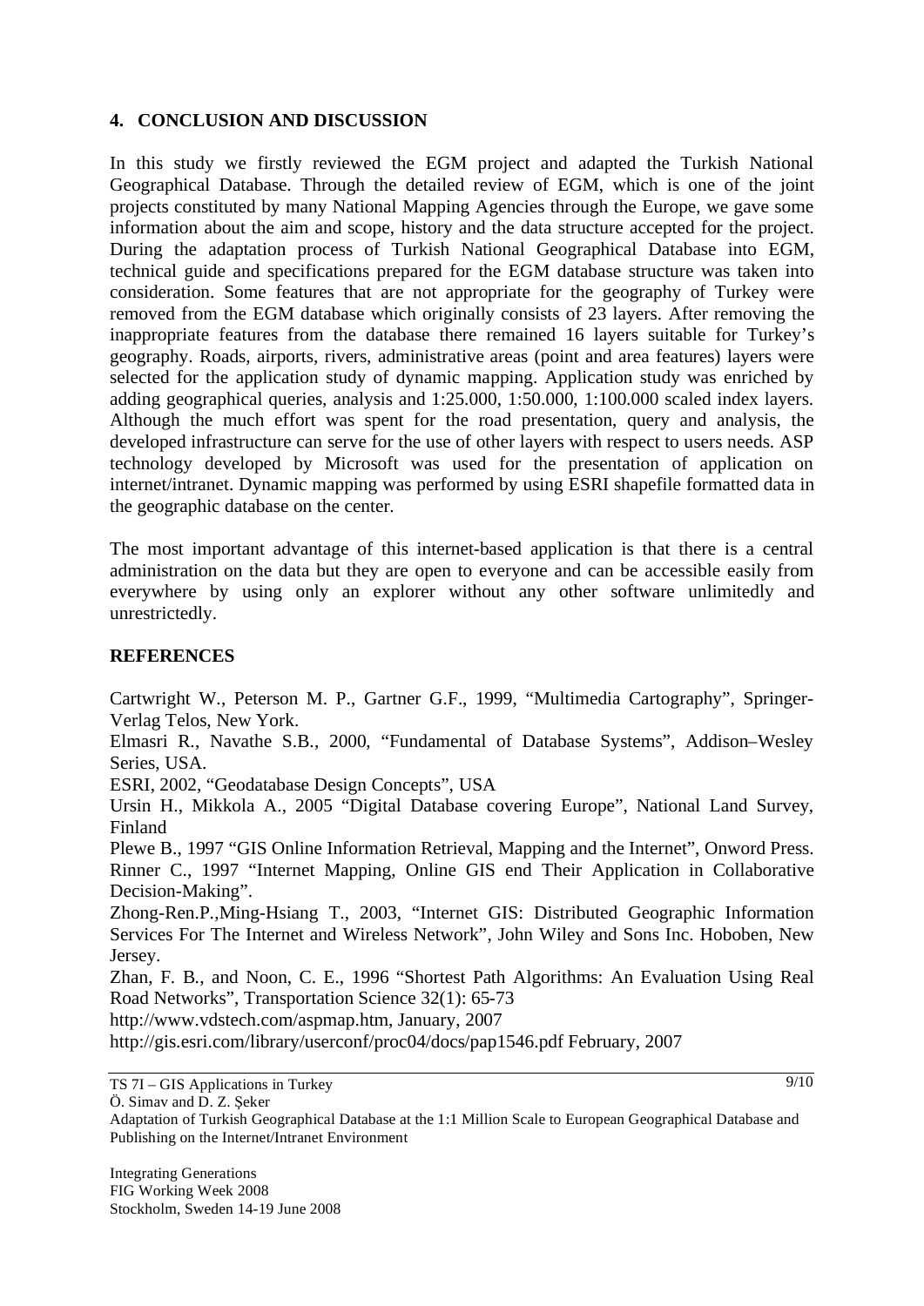## 4. CONCLUSION AND DISCUSSION

In this study we firstly reviewed the EGM project and adapted the Turkish National Geographical Database. Through the detailed review of EGM, which is one of the joint projects constituted by many National Mapping Agencies through the Europe, we gave some information about the aim and scope, history and the data structure accepted for the project. During the adaptation process of Turkish National Geographical Database into EGM, technical guide and specifications prepared for the EGM database structure was taken into consideration. Some features that are not appropriate for the geography of Turkey were removed from the EGM database which originally consists of 23 layers. After removing the inappropriate features from the database there remained 16 layers suitable for Turkey's geography. Roads, airports, rivers, administrative areas (point and area features) layers were selected for the application study of dynamic mapping. Application study was enriched by adding geographical queries, analysis and 1:25.000, 1:50.000, 1:100.000 scaled index layers. Although the much effort was spent for the road presentation, query and analysis, the developed infrastructure can serve for the use of other layers with respect to users needs. ASP technology developed by Microsoft was used for the presentation of application on internet/intranet. Dynamic mapping was performed by using ESRI shapefile formatted data in the geographic database on the center.

The most important advantage of this internet-based application is that there is a central administration on the data but they are open to everyone and can be accessible easily from everywhere by using only an explorer without any other software unlimitedly and unrestrictedly.

## REFERENCES

Cartwright W., Peterson M. P., Gartner G.F., 1999, "Multimedia Cartography", Springer-Verlag Telos, New York.

Elmasri R., Navathe S.B., 2000, "Fundamental of Database Systems", Addison–Wesley Series, USA.

ESRI, 2002, "Geodatabase Design Concepts", USA

Ursin H., Mikkola A., 2005 "Digital Database covering Europe", National Land Survey, Finland

Plewe B., 1997 "GIS Online Information Retrieval, Mapping and the Internet", Onword Press.

Rinner C., 1997 "Internet Mapping, Online GIS end Their Application in Collaborative Decision-Making".

Zhong-Ren.P.,Ming-Hsiang T., 2003, "Internet GIS: Distributed Geographic Information Services For The Internet and Wireless Network", John Wiley and Sons Inc. Hoboben, New Jersey.

Zhan, F. B., and Noon, C. E., 1996 "Shortest Path Algorithms: An Evaluation Using Real Road Networks", Transportation Science 32(1): 65-73

http://www.vdstech.com/aspmap.htm, January, 2007

http://gis.esri.com/library/userconf/proc04/docs/pap1546.pdf February, 2007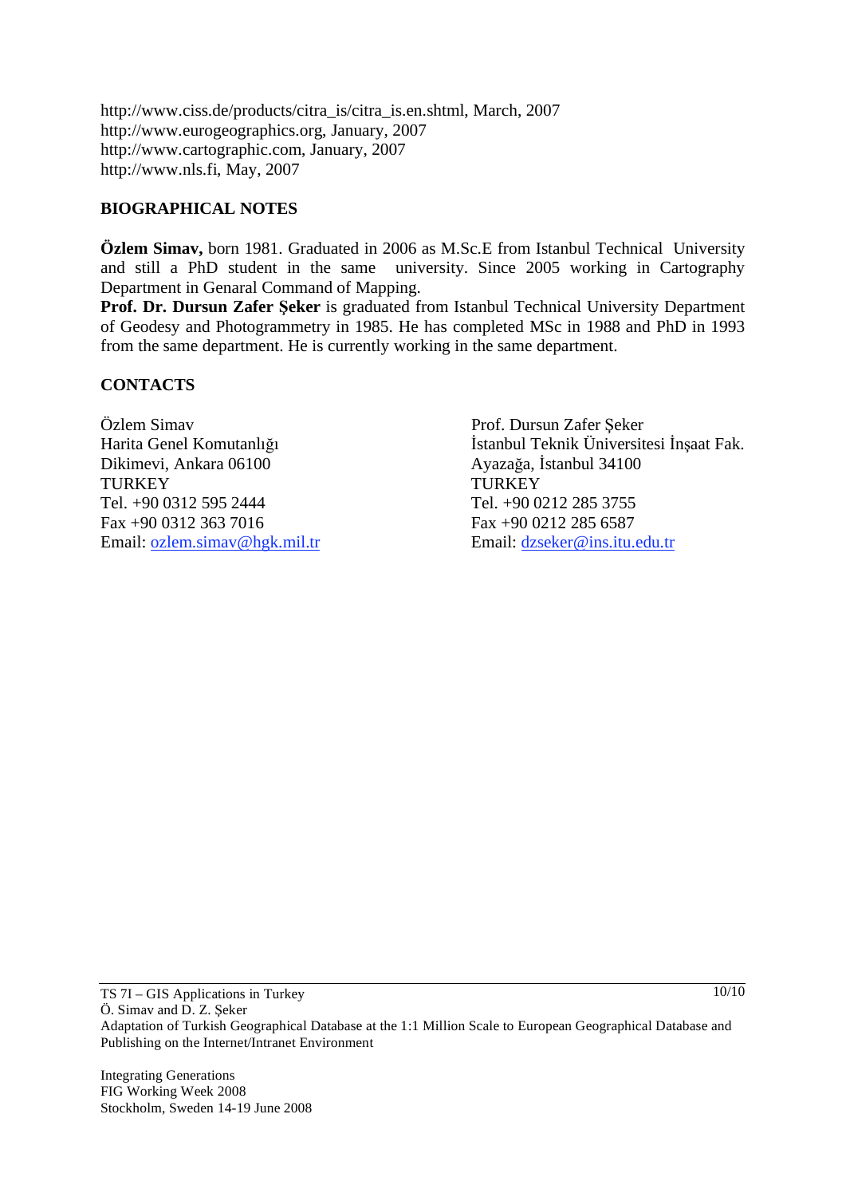http://www.ciss.de/products/citra_is/citra_is.en.shtml, March, 2007
http://www.eurogeographics.org, January, 2007
http://www.cartographic.com, January, 2007
http://www.nls.fi, May, 2007

## BIOGRAPHICAL NOTES

**Özlem Simav,** born 1981. Graduated in 2006 as M.Sc.E from Istanbul Technical University and still a PhD student in the same university. Since 2005 working in Cartography Department in Genaral Command of Mapping.
**Prof. Dr. Dursun Zafer Şeker** is graduated from Istanbul Technical University Department of Geodesy and Photogrammetry in 1985. He has completed MSc in 1988 and PhD in 1993 from the same department. He is currently working in the same department.

## CONTACTS

Özlem Simav
Harita Genel Komutanlığı
Dikimevi, Ankara 06100
TURKEY
Tel. +90 0312 595 2444
Fax +90 0312 363 7016
Email: ozlem.simav@hgk.mil.tr

Prof. Dursun Zafer Şeker
İstanbul Teknik Üniversitesi İnşaat Fak.
Ayazağa, İstanbul 34100
TURKEY
Tel. +90 0212 285 3755
Fax +90 0212 285 6587
Email: dzseker@ins.itu.edu.tr